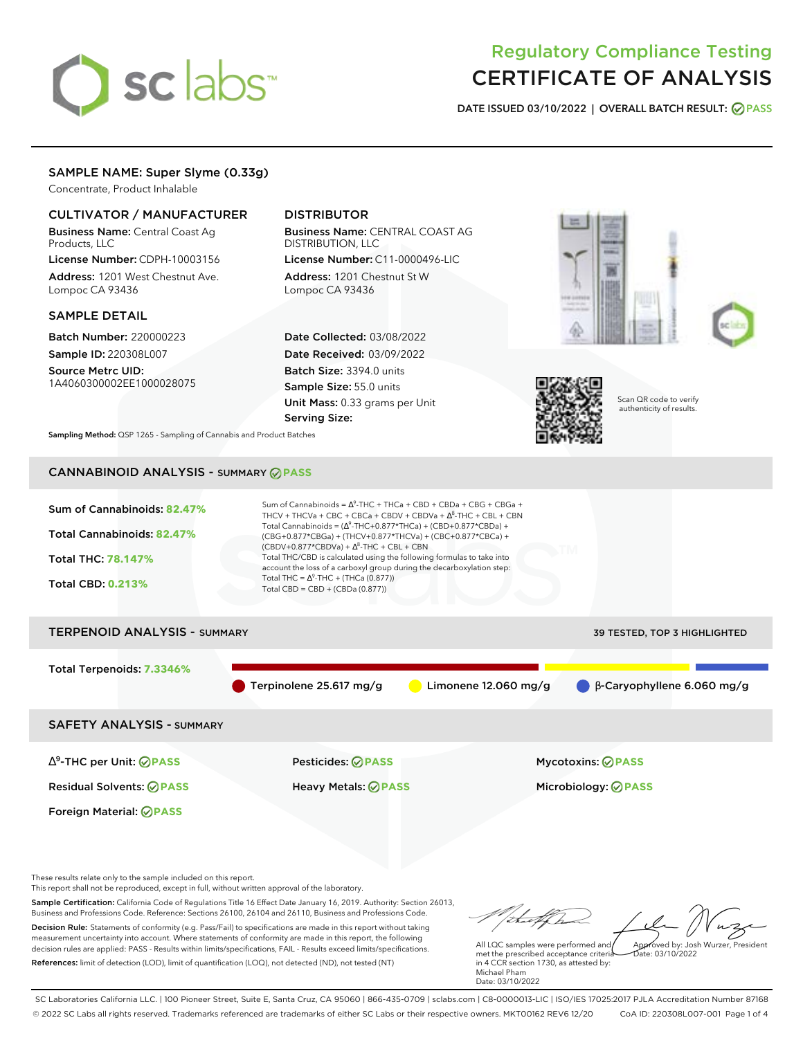# Regulatory Compliance Testing
# CERTIFICATE OF ANALYSIS

**DATE ISSUED 03/10/2022 | OVERALL BATCH RESULT: PASS**

## SAMPLE NAME: Super Slyme (0.33g)

Concentrate, Product Inhalable

### CULTIVATOR / MANUFACTURER

**Business Name:** Central Coast Ag Products, LLC

**License Number:** CDPH-10003156

**Address:** 1201 West Chestnut Ave. Lompoc CA 93436

### DISTRIBUTOR

**Business Name:** CENTRAL COAST AG DISTRIBUTION, LLC

**License Number:** C11-0000496-LIC

**Address:** 1201 Chestnut St W Lompoc CA 93436

### SAMPLE DETAIL

**Batch Number:** 220000223

**Sample ID:** 220308L007

**Source Metrc UID:** 1A4060300002EE1000028075

**Date Collected:** 03/08/2022

**Date Received:** 03/09/2022

**Batch Size:** 3394.0 units

**Sample Size:** 55.0 units

**Unit Mass:** 0.33 grams per Unit

**Serving Size:**

Scan QR code to verify authenticity of results.

**Sampling Method:** QSP 1265 - Sampling of Cannabis and Product Batches

## CANNABINOID ANALYSIS - SUMMARY PASS

**Sum of Cannabinoids:** 82.47%

**Total Cannabinoids:** 82.47%

**Total THC:** 78.147%

**Total CBD:** 0.213%

Sum of Cannabinoids = $\Delta^9$-THC + THCa + CBD + CBDa + CBG + CBGa + THCV + THCVa + CBC + CBCa + CBDV + CBDVa + $\Delta^8$-THC + CBL + CBN

Total Cannabinoids = ($\Delta^9$-THC+0.877*THCa) + (CBD+0.877*CBDa) + (CBG+0.877*CBGa) + (THCV+0.877*THCVa) + (CBC+0.877*CBCa) + (CBDV+0.877*CBDVa) + $\Delta^8$-THC + CBL + CBN

Total THC/CBD is calculated using the following formulas to take into account the loss of a carboxyl group during the decarboxylation step:

Total THC = $\Delta^9$-THC + (THCa (0.877))

Total CBD = CBD + (CBDa (0.877))

## TERPENOID ANALYSIS - SUMMARY

39 TESTED, TOP 3 HIGHLIGHTED

**Total Terpenoids:** 7.3346%

- Terpinolene 25.617 mg/g
- Limonene 12.060 mg/g
- β-Caryophyllene 6.060 mg/g

## SAFETY ANALYSIS - SUMMARY

| | | |
|---|---|---|
| $\Delta^9$-THC per Unit: PASS | Pesticides: PASS | Mycotoxins: PASS |
| Residual Solvents: PASS | Heavy Metals: PASS | Microbiology: PASS |
| Foreign Material: PASS | | |

These results relate only to the sample included on this report.
This report shall not be reproduced, except in full, without written approval of the laboratory.

**Sample Certification:** California Code of Regulations Title 16 Effect Date January 16, 2019. Authority: Section 26013, Business and Professions Code. Reference: Sections 26100, 26104 and 26110, Business and Professions Code.

**Decision Rule:** Statements of conformity (e.g. Pass/Fail) to specifications are made in this report without taking measurement uncertainty into account. Where statements of conformity are made in this report, the following decision rules are applied: PASS - Results within limits/specifications, FAIL - Results exceed limits/specifications.

**References:** limit of detection (LOD), limit of quantification (LOQ), not detected (ND), not tested (NT)

All LQC samples were performed and met the prescribed acceptance criteria in 4 CCR section 1730, as attested by: Michael Pham
Date: 03/10/2022

Approved by: Josh Wurzer, President
Date: 03/10/2022

SC Laboratories California LLC. | 100 Pioneer Street, Suite E, Santa Cruz, CA 95060 | 866-435-0709 | sclabs.com | C8-0000013-LIC | ISO/IES 17025:2017 PJLA Accreditation Number 87168
© 2022 SC Labs all rights reserved. Trademarks referenced are trademarks of either SC Labs or their respective owners. MKT00162 REV6 12/20 CoA ID: 220308L007-001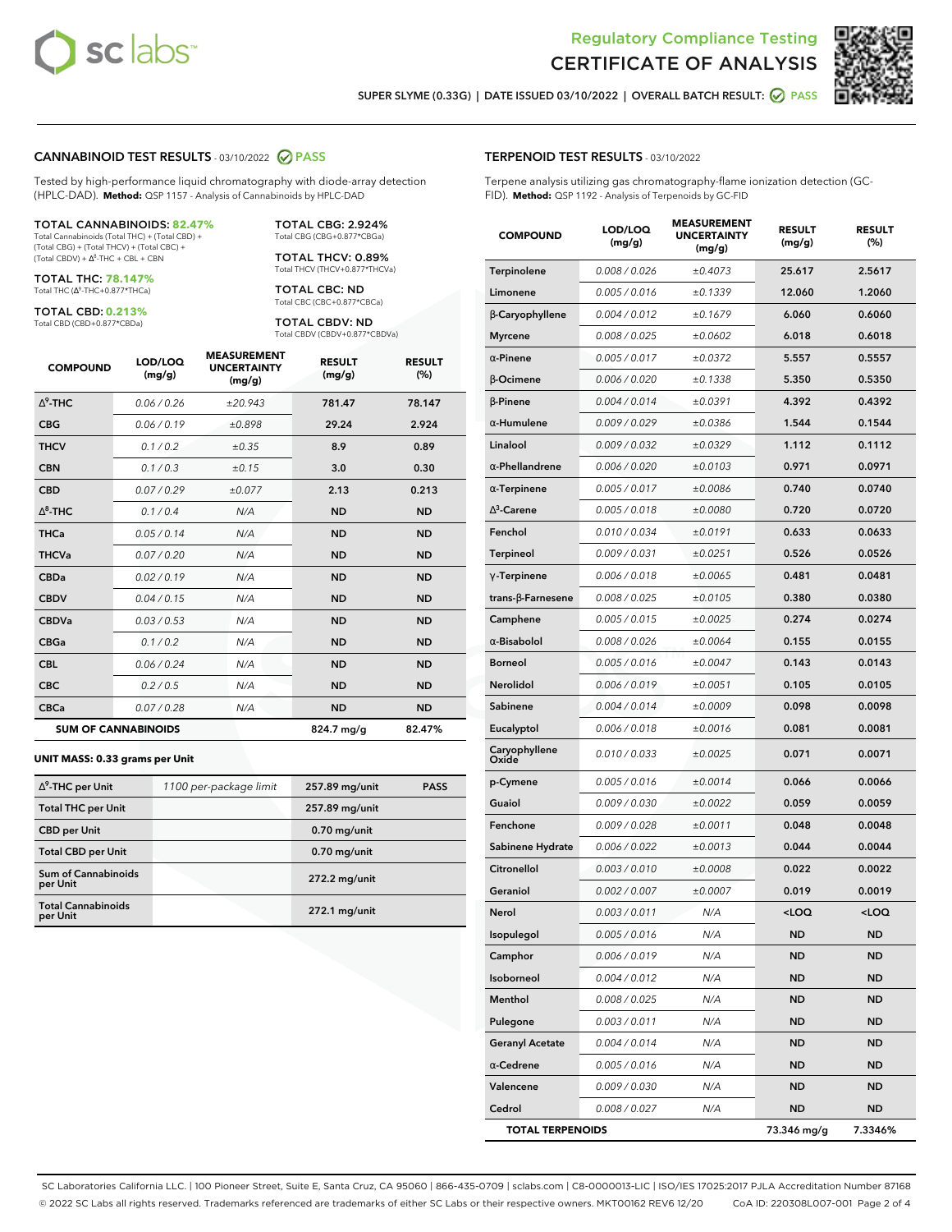# Regulatory Compliance Testing
# CERTIFICATE OF ANALYSIS

SUPER SLYME (0.33G) | DATE ISSUED 03/10/2022 | OVERALL BATCH RESULT: PASS

## CANNABINOID TEST RESULTS - 03/10/2022 PASS

Tested by high-performance liquid chromatography with diode-array detection (HPLC-DAD). **Method:** QSP 1157 - Analysis of Cannabinoids by HPLC-DAD

**TOTAL CANNABINOIDS: 82.47%**
Total Cannabinoids (Total THC) + (Total CBD) + (Total CBG) + (Total THCV) + (Total CBC) + (Total CBDV) + Δ8-THC + CBL + CBN

**TOTAL THC: 78.147%**
Total THC (Δ9-THC+0.877*THCa)

**TOTAL CBD: 0.213%**
Total CBD (CBD+0.877*CBDa)

**TOTAL CBG: 2.924%**
Total CBG (CBG+0.877*CBGa)

**TOTAL THCV: 0.89%**
Total THCV (THCV+0.877*THCVa)

**TOTAL CBC: ND**
Total CBC (CBC+0.877*CBCa)

**TOTAL CBDV: ND**
Total CBDV (CBDV+0.877*CBDVa)

| COMPOUND | LOD/LOQ (mg/g) | MEASUREMENT UNCERTAINTY (mg/g) | RESULT (mg/g) | RESULT (%) |
|---|---|---|---|---|
| Δ9-THC | 0.06 / 0.26 | ±20.943 | 781.47 | 78.147 |
| CBG | 0.06 / 0.19 | ±0.898 | 29.24 | 2.924 |
| THCV | 0.1 / 0.2 | ±0.35 | 8.9 | 0.89 |
| CBN | 0.1 / 0.3 | ±0.15 | 3.0 | 0.30 |
| CBD | 0.07 / 0.29 | ±0.077 | 2.13 | 0.213 |
| Δ8-THC | 0.1 / 0.4 | N/A | ND | ND |
| THCa | 0.05 / 0.14 | N/A | ND | ND |
| THCVa | 0.07 / 0.20 | N/A | ND | ND |
| CBDa | 0.02 / 0.19 | N/A | ND | ND |
| CBDV | 0.04 / 0.15 | N/A | ND | ND |
| CBDVa | 0.03 / 0.53 | N/A | ND | ND |
| CBGa | 0.1 / 0.2 | N/A | ND | ND |
| CBL | 0.06 / 0.24 | N/A | ND | ND |
| CBC | 0.2 / 0.5 | N/A | ND | ND |
| CBCa | 0.07 / 0.28 | N/A | ND | ND |
| **SUM OF CANNABINOIDS** | | | 824.7 mg/g | 82.47% |

**UNIT MASS: 0.33 grams per Unit**

| | | | |
|---|---|---|---|
| Δ9-THC per Unit | 1100 per-package limit | 257.89 mg/unit | PASS |
| Total THC per Unit | | 257.89 mg/unit | |
| CBD per Unit | | 0.70 mg/unit | |
| Total CBD per Unit | | 0.70 mg/unit | |
| Sum of Cannabinoids per Unit | | 272.2 mg/unit | |
| Total Cannabinoids per Unit | | 272.1 mg/unit | |

## TERPENOID TEST RESULTS - 03/10/2022

Terpene analysis utilizing gas chromatography-flame ionization detection (GC-FID). **Method:** QSP 1192 - Analysis of Terpenoids by GC-FID

| COMPOUND | LOD/LOQ (mg/g) | MEASUREMENT UNCERTAINTY (mg/g) | RESULT (mg/g) | RESULT (%) |
|---|---|---|---|---|
| Terpinolene | 0.008 / 0.026 | ±0.4073 | 25.617 | 2.5617 |
| Limonene | 0.005 / 0.016 | ±0.1339 | 12.060 | 1.2060 |
| β-Caryophyllene | 0.004 / 0.012 | ±0.1679 | 6.060 | 0.6060 |
| Myrcene | 0.008 / 0.025 | ±0.0602 | 6.018 | 0.6018 |
| α-Pinene | 0.005 / 0.017 | ±0.0372 | 5.557 | 0.5557 |
| β-Ocimene | 0.006 / 0.020 | ±0.1338 | 5.350 | 0.5350 |
| β-Pinene | 0.004 / 0.014 | ±0.0391 | 4.392 | 0.4392 |
| α-Humulene | 0.009 / 0.029 | ±0.0386 | 1.544 | 0.1544 |
| Linalool | 0.009 / 0.032 | ±0.0329 | 1.112 | 0.1112 |
| α-Phellandrene | 0.006 / 0.020 | ±0.0103 | 0.971 | 0.0971 |
| α-Terpinene | 0.005 / 0.017 | ±0.0086 | 0.740 | 0.0740 |
| Δ3-Carene | 0.005 / 0.018 | ±0.0080 | 0.720 | 0.0720 |
| Fenchol | 0.010 / 0.034 | ±0.0191 | 0.633 | 0.0633 |
| Terpineol | 0.009 / 0.031 | ±0.0251 | 0.526 | 0.0526 |
| γ-Terpinene | 0.006 / 0.018 | ±0.0065 | 0.481 | 0.0481 |
| trans-β-Farnesene | 0.008 / 0.025 | ±0.0105 | 0.380 | 0.0380 |
| Camphene | 0.005 / 0.015 | ±0.0025 | 0.274 | 0.0274 |
| α-Bisabolol | 0.008 / 0.026 | ±0.0064 | 0.155 | 0.0155 |
| Borneol | 0.005 / 0.016 | ±0.0047 | 0.143 | 0.0143 |
| Nerolidol | 0.006 / 0.019 | ±0.0051 | 0.105 | 0.0105 |
| Sabinene | 0.004 / 0.014 | ±0.0009 | 0.098 | 0.0098 |
| Eucalyptol | 0.006 / 0.018 | ±0.0016 | 0.081 | 0.0081 |
| Caryophyllene Oxide | 0.010 / 0.033 | ±0.0025 | 0.071 | 0.0071 |
| p-Cymene | 0.005 / 0.016 | ±0.0014 | 0.066 | 0.0066 |
| Guaiol | 0.009 / 0.030 | ±0.0022 | 0.059 | 0.0059 |
| Fenchone | 0.009 / 0.028 | ±0.0011 | 0.048 | 0.0048 |
| Sabinene Hydrate | 0.006 / 0.022 | ±0.0013 | 0.044 | 0.0044 |
| Citronellol | 0.003 / 0.010 | ±0.0008 | 0.022 | 0.0022 |
| Geraniol | 0.002 / 0.007 | ±0.0007 | 0.019 | 0.0019 |
| Nerol | 0.003 / 0.011 | N/A | <LOQ | <LOQ |
| Isopulegol | 0.005 / 0.016 | N/A | ND | ND |
| Camphor | 0.006 / 0.019 | N/A | ND | ND |
| Isoborneol | 0.004 / 0.012 | N/A | ND | ND |
| Menthol | 0.008 / 0.025 | N/A | ND | ND |
| Pulegone | 0.003 / 0.011 | N/A | ND | ND |
| Geranyl Acetate | 0.004 / 0.014 | N/A | ND | ND |
| α-Cedrene | 0.005 / 0.016 | N/A | ND | ND |
| Valencene | 0.009 / 0.030 | N/A | ND | ND |
| Cedrol | 0.008 / 0.027 | N/A | ND | ND |
| **TOTAL TERPENOIDS** | | | 73.346 mg/g | 7.3346% |

SC Laboratories California LLC. | 100 Pioneer Street, Suite E, Santa Cruz, CA 95060 | 866-435-0709 | sclabs.com | C8-0000013-LIC | ISO/IES 17025:2017 PJLA Accreditation Number 87168
© 2022 SC Labs all rights reserved. Trademarks referenced are trademarks of either SC Labs or their respective owners. MKT00162 REV6 12/20 CoA ID: 220308L007-001